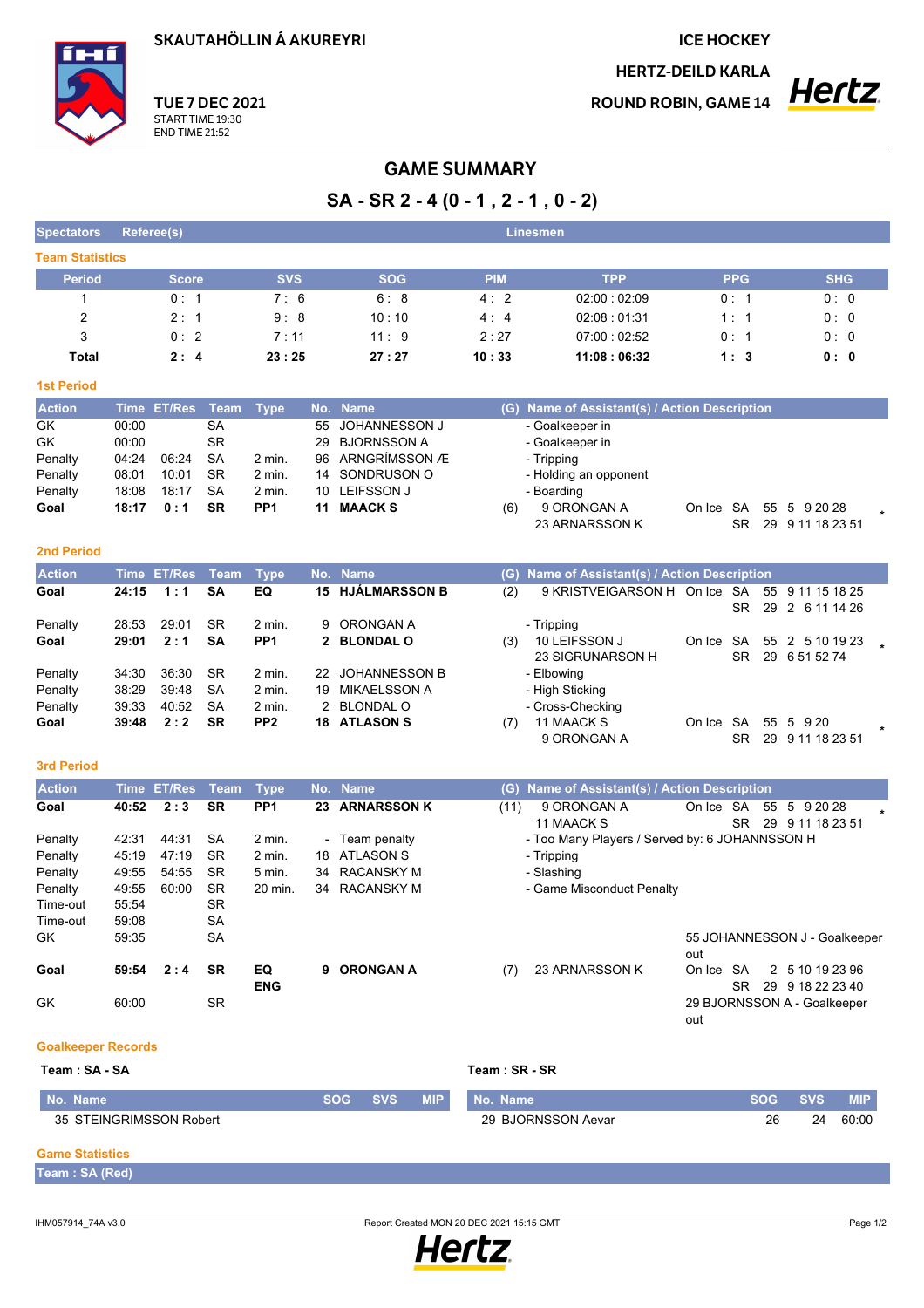SKAUTAHÖLLIN Á AKUREYRI

ICE HOCKEY

HERTZ-DEILD KARLA

ROUND ROBIN, GAME 14

TUE 7 DEC 2021
START TIME 19:30
END TIME 21:52

# GAME SUMMARY

## SA - SR 2 - 4 (0 - 1 , 2 - 1 , 0 - 2)

| Spectators | Referee(s) | Linesmen |
|---|---|---|

### Team Statistics

| Period | Score | SVS | SOG | PIM | TPP | PPG | SHG |
|---|---|---|---|---|---|---|---|
| 1 | 0 : 1 | 7 : 6 | 6 : 8 | 4 : 2 | 02:00 : 02:09 | 0 : 1 | 0 : 0 |
| 2 | 2 : 1 | 9 : 8 | 10 : 10 | 4 : 4 | 02:08 : 01:31 | 1 : 1 | 0 : 0 |
| 3 | 0 : 2 | 7 : 11 | 11 : 9 | 2 : 27 | 07:00 : 02:52 | 0 : 1 | 0 : 0 |
| **Total** | **2 : 4** | **23 : 25** | **27 : 27** | **10 : 33** | **11:08 : 06:32** | **1 : 3** | **0 : 0** |

### 1st Period

| Action | Time | ET/Res | Team | Type | No. | Name | (G) | Name of Assistant(s) / Action Description | | | |
|---|---|---|---|---|---|---|---|---|---|---|---|
| GK | 00:00 | | SA | | 55 | JOHANNESSON J | | - Goalkeeper in | | | |
| GK | 00:00 | | SR | | 29 | BJORNSSON A | | - Goalkeeper in | | | |
| Penalty | 04:24 | 06:24 | SA | 2 min. | 96 | ARNGRÍMSSON Æ | | - Tripping | | | |
| Penalty | 08:01 | 10:01 | SR | 2 min. | 14 | SONDRUSON O | | - Holding an opponent | | | |
| Penalty | 18:08 | 18:17 | SA | 2 min. | 10 | LEIFSSON J | | - Boarding | | | |
| **Goal** | **18:17** | **0 : 1** | **SR** | **PP1** | **11** | **MAACK S** | (6) | 9 ORONGAN A<br>23 ARNARSSON K | On Ice | SA<br>SR | 55 5 9 20 28<br>29 9 11 18 23 51 * |

### 2nd Period

| Action | Time | ET/Res | Team | Type | No. | Name | (G) | Name of Assistant(s) / Action Description | | | |
|---|---|---|---|---|---|---|---|---|---|---|---|
| **Goal** | **24:15** | **1 : 1** | **SA** | **EQ** | **15** | **HJÁLMARSSON B** | (2) | 9 KRISTVEIGARSON H | On Ice | SA<br>SR | 55 9 11 15 18 25<br>29 2 6 11 14 26 |
| Penalty | 28:53 | 29:01 | SR | 2 min. | 9 | ORONGAN A | | - Tripping | | | |
| **Goal** | **29:01** | **2 : 1** | **SA** | **PP1** | **2** | **BLONDAL O** | (3) | 10 LEIFSSON J<br>23 SIGRUNARSON H | On Ice | SA<br>SR | 55 2 5 10 19 23<br>29 6 51 52 74 * |
| Penalty | 34:30 | 36:30 | SR | 2 min. | 22 | JOHANNESSON B | | - Elbowing | | | |
| Penalty | 38:29 | 39:48 | SA | 2 min. | 19 | MIKAELSSON A | | - High Sticking | | | |
| Penalty | 39:33 | 40:52 | SA | 2 min. | 2 | BLONDAL O | | - Cross-Checking | | | |
| **Goal** | **39:48** | **2 : 2** | **SR** | **PP2** | **18** | **ATLASON S** | (7) | 11 MAACK S<br>9 ORONGAN A | On Ice | SA<br>SR | 55 5 9 20<br>29 9 11 18 23 51 * |

### 3rd Period

| Action | Time | ET/Res | Team | Type | No. | Name | (G) | Name of Assistant(s) / Action Description | | | |
|---|---|---|---|---|---|---|---|---|---|---|---|
| **Goal** | **40:52** | **2 : 3** | **SR** | **PP1** | **23** | **ARNARSSON K** | (11) | 9 ORONGAN A<br>11 MAACK S | On Ice | SA<br>SR | 55 5 9 20 28<br>29 9 11 18 23 51 * |
| Penalty | 42:31 | 44:31 | SA | 2 min. | - | Team penalty | | - Too Many Players / Served by: 6 JOHANNSSON H | | | |
| Penalty | 45:19 | 47:19 | SR | 2 min. | 18 | ATLASON S | | - Tripping | | | |
| Penalty | 49:55 | 54:55 | SR | 5 min. | 34 | RACANSKY M | | - Slashing | | | |
| Penalty | 49:55 | 60:00 | SR | 20 min. | 34 | RACANSKY M | | - Game Misconduct Penalty | | | |
| Time-out | 55:54 | | SR | | | | | | | | |
| Time-out | 59:08 | | SA | | | | | | | | |
| GK | 59:35 | | SA | | | | | | 55 JOHANNESSON J - Goalkeeper out | | |
| **Goal** | **59:54** | **2 : 4** | **SR** | **EQ ENG** | **9** | **ORONGAN A** | (7) | 23 ARNARSSON K | On Ice | SA<br>SR | 2 5 10 19 23 96<br>29 9 18 22 23 40 |
| GK | 60:00 | | SR | | | | | | 29 BJORNSSON A - Goalkeeper out | | |

### Goalkeeper Records

**Team : SA - SA**

| No. Name | SOG | SVS | MIP |
|---|---|---|---|
| 35 STEINGRIMSSON Robert | | | |

**Team : SR - SR**

| No. Name | SOG | SVS | MIP |
|---|---|---|---|
| 29 BJORNSSON Aevar | 26 | 24 | 60:00 |

### Game Statistics

**Team : SA (Red)**

IHM057914_74A v3.0 Report Created MON 20 DEC 2021 15:15 GMT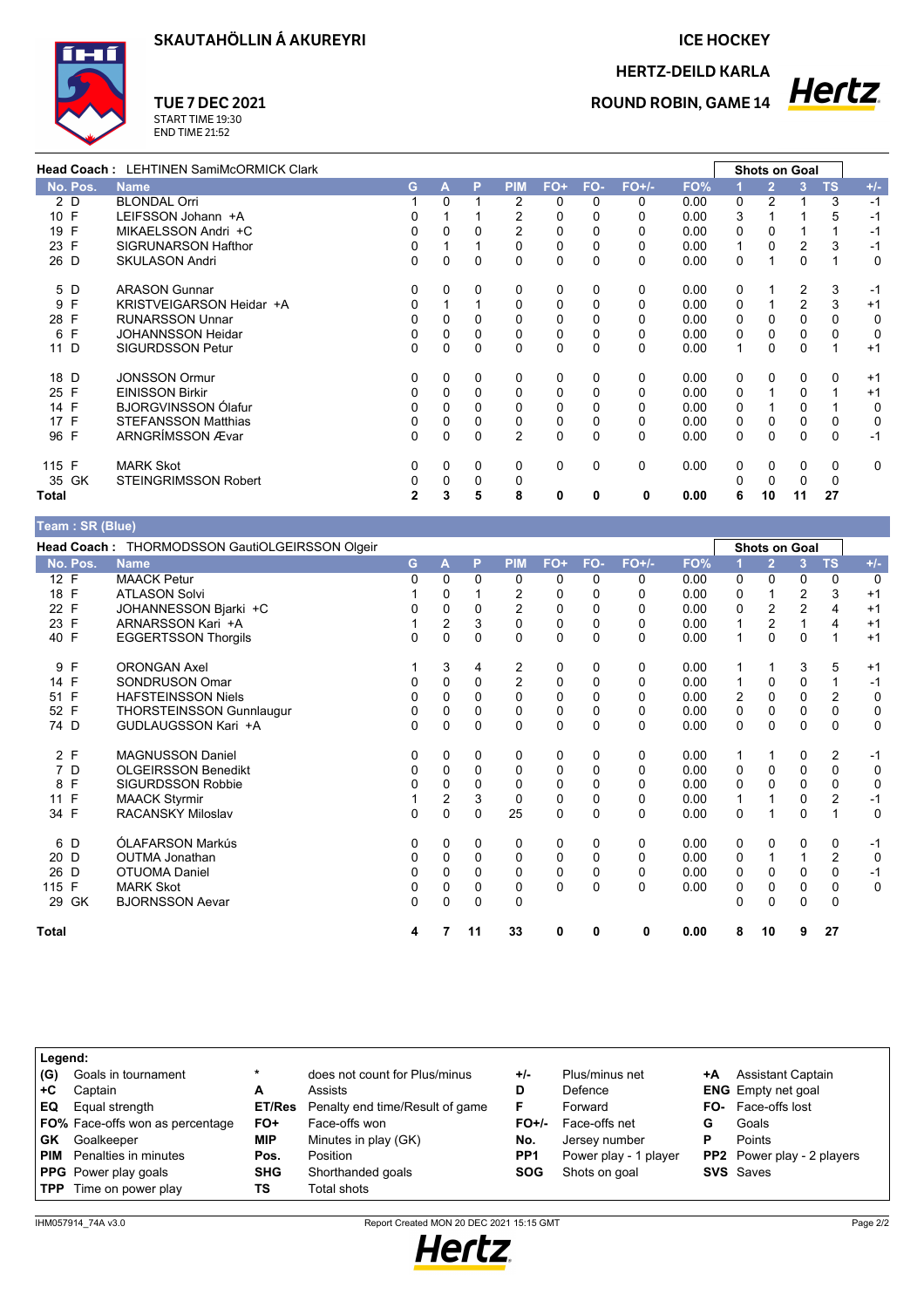SKAUTAHÖLLIN Á AKUREYRI

**TUE 7 DEC 2021**
START TIME 19:30
END TIME 21:52

ICE HOCKEY

HERTZ-DEILD KARLA

ROUND ROBIN, GAME 14

**Head Coach :** LEHTINEN SamiMcORMICK Clark

| No. | Pos. | Name | G | A | P | PIM | FO+ | FO- | FO+/- | FO% | Shots on Goal 1 | 2 | 3 | TS | +/- |
|---|---|---|---|---|---|---|---|---|---|---|---|---|---|---|---|
| 2 | D | BLONDAL Orri | 1 | 0 | 1 | 2 | 0 | 0 | 0 | 0.00 | 0 | 2 | 1 | 3 | -1 |
| 10 | F | LEIFSSON Johann +A | 0 | 1 | 1 | 2 | 0 | 0 | 0 | 0.00 | 3 | 1 | 1 | 5 | -1 |
| 19 | F | MIKAELSSON Andri +C | 0 | 0 | 0 | 2 | 0 | 0 | 0 | 0.00 | 0 | 0 | 1 | 1 | -1 |
| 23 | F | SIGRUNARSON Hafthor | 0 | 1 | 1 | 0 | 0 | 0 | 0 | 0.00 | 1 | 0 | 2 | 3 | -1 |
| 26 | D | SKULASON Andri | 0 | 0 | 0 | 0 | 0 | 0 | 0 | 0.00 | 0 | 1 | 0 | 1 | 0 |
| 5 | D | ARASON Gunnar | 0 | 0 | 0 | 0 | 0 | 0 | 0 | 0.00 | 0 | 1 | 2 | 3 | -1 |
| 9 | F | KRISTVEIGARSON Heidar +A | 0 | 1 | 1 | 0 | 0 | 0 | 0 | 0.00 | 0 | 1 | 2 | 3 | +1 |
| 28 | F | RUNARSSON Unnar | 0 | 0 | 0 | 0 | 0 | 0 | 0 | 0.00 | 0 | 0 | 0 | 0 | 0 |
| 6 | F | JOHANNSSON Heidar | 0 | 0 | 0 | 0 | 0 | 0 | 0 | 0.00 | 0 | 0 | 0 | 0 | 0 |
| 11 | D | SIGURDSSON Petur | 0 | 0 | 0 | 0 | 0 | 0 | 0 | 0.00 | 1 | 0 | 0 | 1 | +1 |
| 18 | D | JONSSON Ormur | 0 | 0 | 0 | 0 | 0 | 0 | 0 | 0.00 | 0 | 0 | 0 | 0 | +1 |
| 25 | F | EINISSON Birkir | 0 | 0 | 0 | 0 | 0 | 0 | 0 | 0.00 | 0 | 1 | 0 | 1 | +1 |
| 14 | F | BJORGVINSSON Ólafur | 0 | 0 | 0 | 0 | 0 | 0 | 0 | 0.00 | 0 | 1 | 0 | 1 | 0 |
| 17 | F | STEFANSSON Matthias | 0 | 0 | 0 | 0 | 0 | 0 | 0 | 0.00 | 0 | 0 | 0 | 0 | 0 |
| 96 | F | ARNGRÍMSSON Ævar | 0 | 0 | 0 | 2 | 0 | 0 | 0 | 0.00 | 0 | 0 | 0 | 0 | -1 |
| 115 | F | MARK Skot | 0 | 0 | 0 | 0 | 0 | 0 | 0 | 0.00 | 0 | 0 | 0 | 0 | 0 |
| 35 | GK | STEINGRIMSSON Robert | 0 | 0 | 0 | 0 | | | | | 0 | 0 | 0 | 0 | |
| **Total** | | | **2** | **3** | **5** | **8** | **0** | **0** | **0** | **0.00** | **6** | **10** | **11** | **27** | |

**Team : SR (Blue)**

**Head Coach :** THORMODSSON GautiOLGEIRSSON Olgeir

| No. | Pos. | Name | G | A | P | PIM | FO+ | FO- | FO+/- | FO% | Shots on Goal 1 | 2 | 3 | TS | +/- |
|---|---|---|---|---|---|---|---|---|---|---|---|---|---|---|---|
| 12 | F | MAACK Petur | 0 | 0 | 0 | 0 | 0 | 0 | 0 | 0.00 | 0 | 0 | 0 | 0 | 0 |
| 18 | F | ATLASON Solvi | 1 | 0 | 1 | 2 | 0 | 0 | 0 | 0.00 | 0 | 1 | 2 | 3 | +1 |
| 22 | F | JOHANNESSON Bjarki +C | 0 | 0 | 0 | 2 | 0 | 0 | 0 | 0.00 | 0 | 2 | 2 | 4 | +1 |
| 23 | F | ARNARSSON Kari +A | 1 | 2 | 3 | 0 | 0 | 0 | 0 | 0.00 | 1 | 2 | 1 | 4 | +1 |
| 40 | F | EGGERTSSON Thorgils | 0 | 0 | 0 | 0 | 0 | 0 | 0 | 0.00 | 1 | 0 | 0 | 1 | +1 |
| 9 | F | ORONGAN Axel | 1 | 3 | 4 | 2 | 0 | 0 | 0 | 0.00 | 1 | 1 | 3 | 5 | +1 |
| 14 | F | SONDRUSON Omar | 0 | 0 | 0 | 2 | 0 | 0 | 0 | 0.00 | 1 | 0 | 0 | 1 | -1 |
| 51 | F | HAFSTEINSSON Niels | 0 | 0 | 0 | 0 | 0 | 0 | 0 | 0.00 | 2 | 0 | 0 | 2 | 0 |
| 52 | F | THORSTEINSSON Gunnlaugur | 0 | 0 | 0 | 0 | 0 | 0 | 0 | 0.00 | 0 | 0 | 0 | 0 | 0 |
| 74 | D | GUDLAUGSSON Kari +A | 0 | 0 | 0 | 0 | 0 | 0 | 0 | 0.00 | 0 | 0 | 0 | 0 | 0 |
| 2 | F | MAGNUSSON Daniel | 0 | 0 | 0 | 0 | 0 | 0 | 0 | 0.00 | 1 | 1 | 0 | 2 | -1 |
| 7 | D | OLGEIRSSON Benedikt | 0 | 0 | 0 | 0 | 0 | 0 | 0 | 0.00 | 0 | 0 | 0 | 0 | 0 |
| 8 | F | SIGURDSSON Robbie | 0 | 0 | 0 | 0 | 0 | 0 | 0 | 0.00 | 0 | 0 | 0 | 0 | 0 |
| 11 | F | MAACK Styrmir | 1 | 2 | 3 | 0 | 0 | 0 | 0 | 0.00 | 1 | 1 | 0 | 2 | -1 |
| 34 | F | RACANSKY Miloslav | 0 | 0 | 0 | 25 | 0 | 0 | 0 | 0.00 | 0 | 1 | 0 | 1 | 0 |
| 6 | D | ÓLAFARSON Markús | 0 | 0 | 0 | 0 | 0 | 0 | 0 | 0.00 | 0 | 0 | 0 | 0 | -1 |
| 20 | D | OUTMA Jonathan | 0 | 0 | 0 | 0 | 0 | 0 | 0 | 0.00 | 0 | 1 | 1 | 2 | 0 |
| 26 | D | OTUOMA Daniel | 0 | 0 | 0 | 0 | 0 | 0 | 0 | 0.00 | 0 | 0 | 0 | 0 | -1 |
| 115 | F | MARK Skot | 0 | 0 | 0 | 0 | 0 | 0 | 0 | 0.00 | 0 | 0 | 0 | 0 | 0 |
| 29 | GK | BJORNSSON Aevar | 0 | 0 | 0 | 0 | | | | | 0 | 0 | 0 | 0 | |
| **Total** | | | **4** | **7** | **11** | **33** | **0** | **0** | **0** | **0.00** | **8** | **10** | **9** | **27** | |

**Legend:**

| | | | | | | | |
|---|---|---|---|---|---|---|---|
| (G) | Goals in tournament | * | does not count for Plus/minus | +/- | Plus/minus net | +A | Assistant Captain |
| +C | Captain | A | Assists | D | Defence | ENG | Empty net goal |
| EQ | Equal strength | ET/Res | Penalty end time/Result of game | F | Forward | FO- | Face-offs lost |
| FO% | Face-offs won as percentage | FO+ | Face-offs won | FO+/- | Face-offs net | G | Goals |
| GK | Goalkeeper | MIP | Minutes in play (GK) | No. | Jersey number | P | Points |
| PIM | Penalties in minutes | Pos. | Position | PP1 | Power play - 1 player | PP2 | Power play - 2 players |
| PPG | Power play goals | SHG | Shorthanded goals | SOG | Shots on goal | SVS | Saves |
| TPP | Time on power play | TS | Total shots | | | | |

IHM057914_74A v3.0 Report Created MON 20 DEC 2021 15:15 GMT